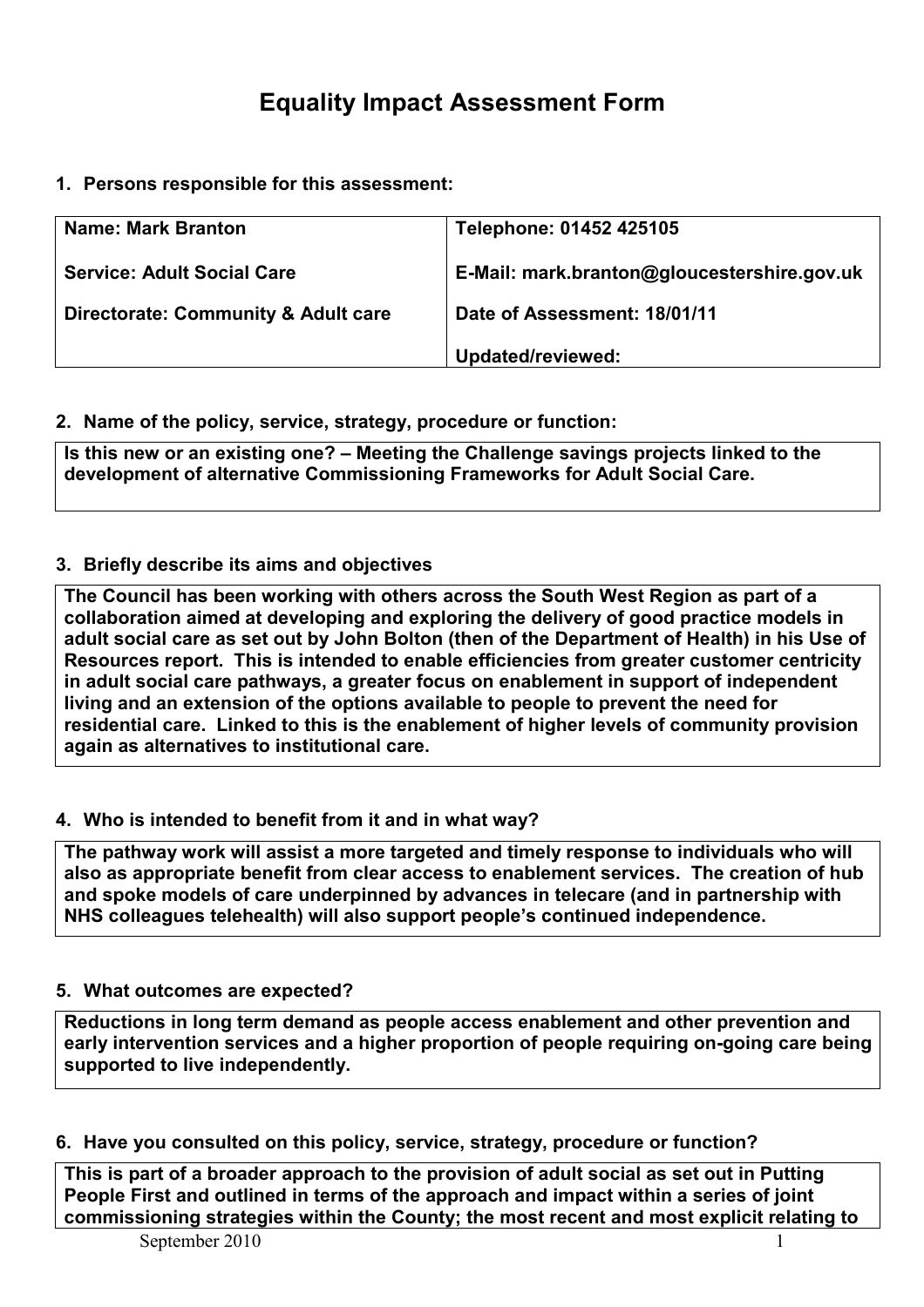# Equality Impact Assessment Form

**1. Persons responsible for this assessment:**

| **Name: Mark Branton**<br><br>**Service: Adult Social Care**<br><br>**Directorate: Community & Adult care** | **Telephone: 01452 425105**<br><br>**E-Mail: mark.branton@gloucestershire.gov.uk**<br><br>**Date of Assessment: 18/01/11**<br><br>**Updated/reviewed:** |
|---|---|

**2. Name of the policy, service, strategy, procedure or function:**

**Is this new or an existing one? – Meeting the Challenge savings projects linked to the development of alternative Commissioning Frameworks for Adult Social Care.**

**3. Briefly describe its aims and objectives**

**The Council has been working with others across the South West Region as part of a collaboration aimed at developing and exploring the delivery of good practice models in adult social care as set out by John Bolton (then of the Department of Health) in his Use of Resources report. This is intended to enable efficiencies from greater customer centricity in adult social care pathways, a greater focus on enablement in support of independent living and an extension of the options available to people to prevent the need for residential care. Linked to this is the enablement of higher levels of community provision again as alternatives to institutional care.**

**4. Who is intended to benefit from it and in what way?**

**The pathway work will assist a more targeted and timely response to individuals who will also as appropriate benefit from clear access to enablement services. The creation of hub and spoke models of care underpinned by advances in telecare (and in partnership with NHS colleagues telehealth) will also support people's continued independence.**

**5. What outcomes are expected?**

**Reductions in long term demand as people access enablement and other prevention and early intervention services and a higher proportion of people requiring on-going care being supported to live independently.**

**6. Have you consulted on this policy, service, strategy, procedure or function?**

**This is part of a broader approach to the provision of adult social as set out in Putting People First and outlined in terms of the approach and impact within a series of joint commissioning strategies within the County; the most recent and most explicit relating to**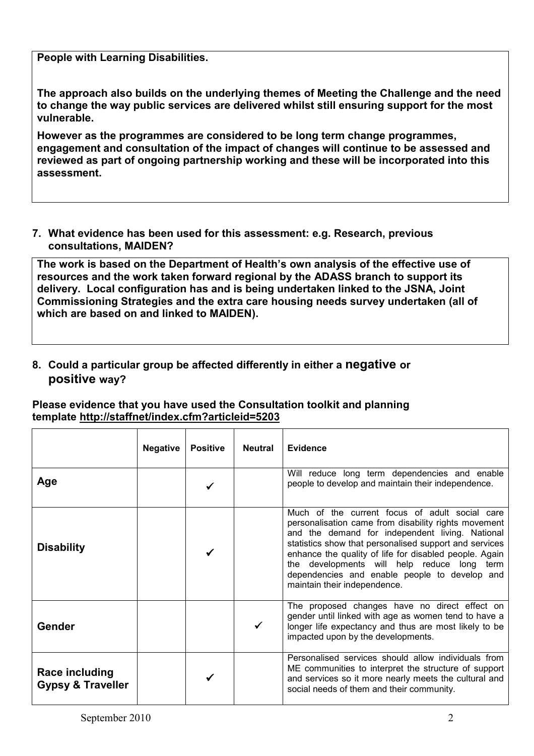**People with Learning Disabilities.**

**The approach also builds on the underlying themes of Meeting the Challenge and the need to change the way public services are delivered whilst still ensuring support for the most vulnerable.**

**However as the programmes are considered to be long term change programmes, engagement and consultation of the impact of changes will continue to be assessed and reviewed as part of ongoing partnership working and these will be incorporated into this assessment.**

**7. What evidence has been used for this assessment: e.g. Research, previous consultations, MAIDEN?**

**The work is based on the Department of Health's own analysis of the effective use of resources and the work taken forward regional by the ADASS branch to support its delivery. Local configuration has and is being undertaken linked to the JSNA, Joint Commissioning Strategies and the extra care housing needs survey undertaken (all of which are based on and linked to MAIDEN).**

**8. Could a particular group be affected differently in either a negative or positive way?**

**Please evidence that you have used the Consultation toolkit and planning template http://staffnet/index.cfm?articleid=5203**

| | Negative | Positive | Neutral | Evidence |
|---|---|---|---|---|
| **Age** | | ✓ | | Will reduce long term dependencies and enable people to develop and maintain their independence. |
| **Disability** | | ✓ | | Much of the current focus of adult social care personalisation came from disability rights movement and the demand for independent living. National statistics show that personalised support and services enhance the quality of life for disabled people. Again the developments will help reduce long term dependencies and enable people to develop and maintain their independence. |
| **Gender** | | | ✓ | The proposed changes have no direct effect on gender until linked with age as women tend to have a longer life expectancy and thus are most likely to be impacted upon by the developments. |
| **Race including Gypsy & Traveller** | | ✓ | | Personalised services should allow individuals from ME communities to interpret the structure of support and services so it more nearly meets the cultural and social needs of them and their community. |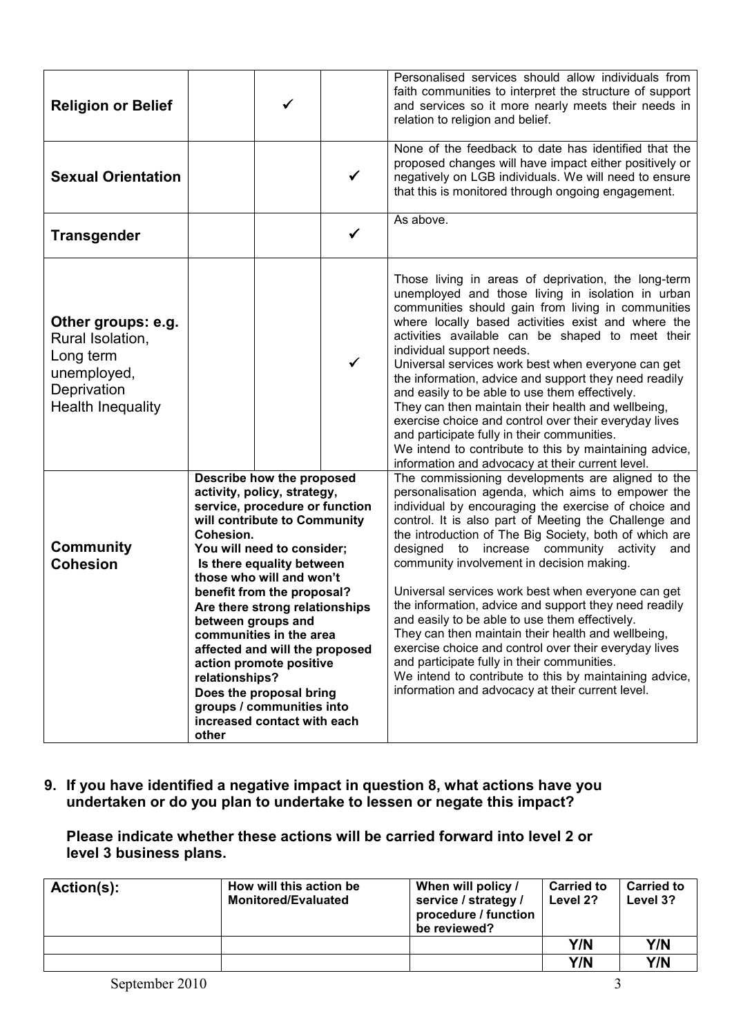| **Religion or Belief** | | ✓ | | Personalised services should allow individuals from faith communities to interpret the structure of support and services so it more nearly meets their needs in relation to religion and belief. |
|---|---|---|---|---|
| **Sexual Orientation** | | | ✓ | None of the feedback to date has identified that the proposed changes will have impact either positively or negatively on LGB individuals. We will need to ensure that this is monitored through ongoing engagement. |
| **Transgender** | | | ✓ | As above. |
| **Other groups: e.g.** Rural Isolation, Long term unemployed, Deprivation Health Inequality | | | ✓ | Those living in areas of deprivation, the long-term unemployed and those living in isolation in urban communities should gain from living in communities where locally based activities exist and where the activities available can be shaped to meet their individual support needs.<br>Universal services work best when everyone can get the information, advice and support they need readily and easily to be able to use them effectively.<br>They can then maintain their health and wellbeing, exercise choice and control over their everyday lives and participate fully in their communities.<br>We intend to contribute to this by maintaining advice, information and advocacy at their current level. |
| **Community Cohesion** | **Describe how the proposed activity, policy, strategy, service, procedure or function will contribute to Community Cohesion.**<br>**You will need to consider;**<br>**Is there equality between those who will and won't benefit from the proposal?**<br>**Are there strong relationships between groups and communities in the area affected and will the proposed action promote positive relationships?**<br>**Does the proposal bring groups / communities into increased contact with each other** | | | The commissioning developments are aligned to the personalisation agenda, which aims to empower the individual by encouraging the exercise of choice and control. It is also part of Meeting the Challenge and the introduction of The Big Society, both of which are designed to increase community activity and community involvement in decision making.<br><br>Universal services work best when everyone can get the information, advice and support they need readily and easily to be able to use them effectively.<br>They can then maintain their health and wellbeing, exercise choice and control over their everyday lives and participate fully in their communities.<br>We intend to contribute to this by maintaining advice, information and advocacy at their current level. |

**9. If you have identified a negative impact in question 8, what actions have you undertaken or do you plan to undertake to lessen or negate this impact?**

**Please indicate whether these actions will be carried forward into level 2 or level 3 business plans.**

| Action(s): | How will this action be Monitored/Evaluated | When will policy / service / strategy / procedure / function be reviewed? | Carried to Level 2? | Carried to Level 3? |
|---|---|---|---|---|
| | | | Y/N | Y/N |
| | | | Y/N | Y/N |

September 2010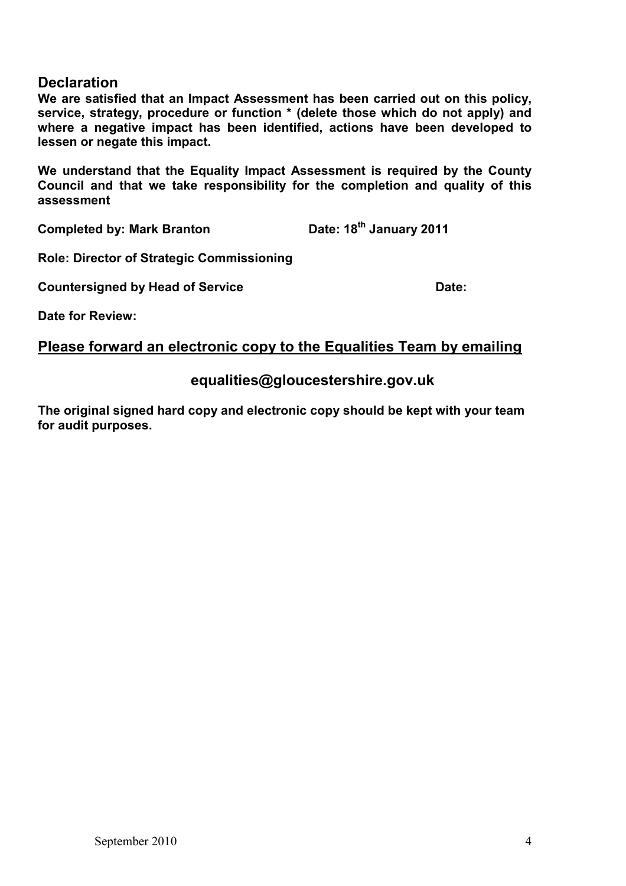## Declaration

**We are satisfied that an Impact Assessment has been carried out on this policy, service, strategy, procedure or function * (delete those which do not apply) and where a negative impact has been identified, actions have been developed to lessen or negate this impact.**

**We understand that the Equality Impact Assessment is required by the County Council and that we take responsibility for the completion and quality of this assessment**

**Completed by: Mark Branton** **Date: 18th January 2011**

**Role: Director of Strategic Commissioning**

**Countersigned by Head of Service** **Date:**

**Date for Review:**

## <u>Please forward an electronic copy to the Equalities Team by emailing</u>

## equalities@gloucestershire.gov.uk

**The original signed hard copy and electronic copy should be kept with your team for audit purposes.**